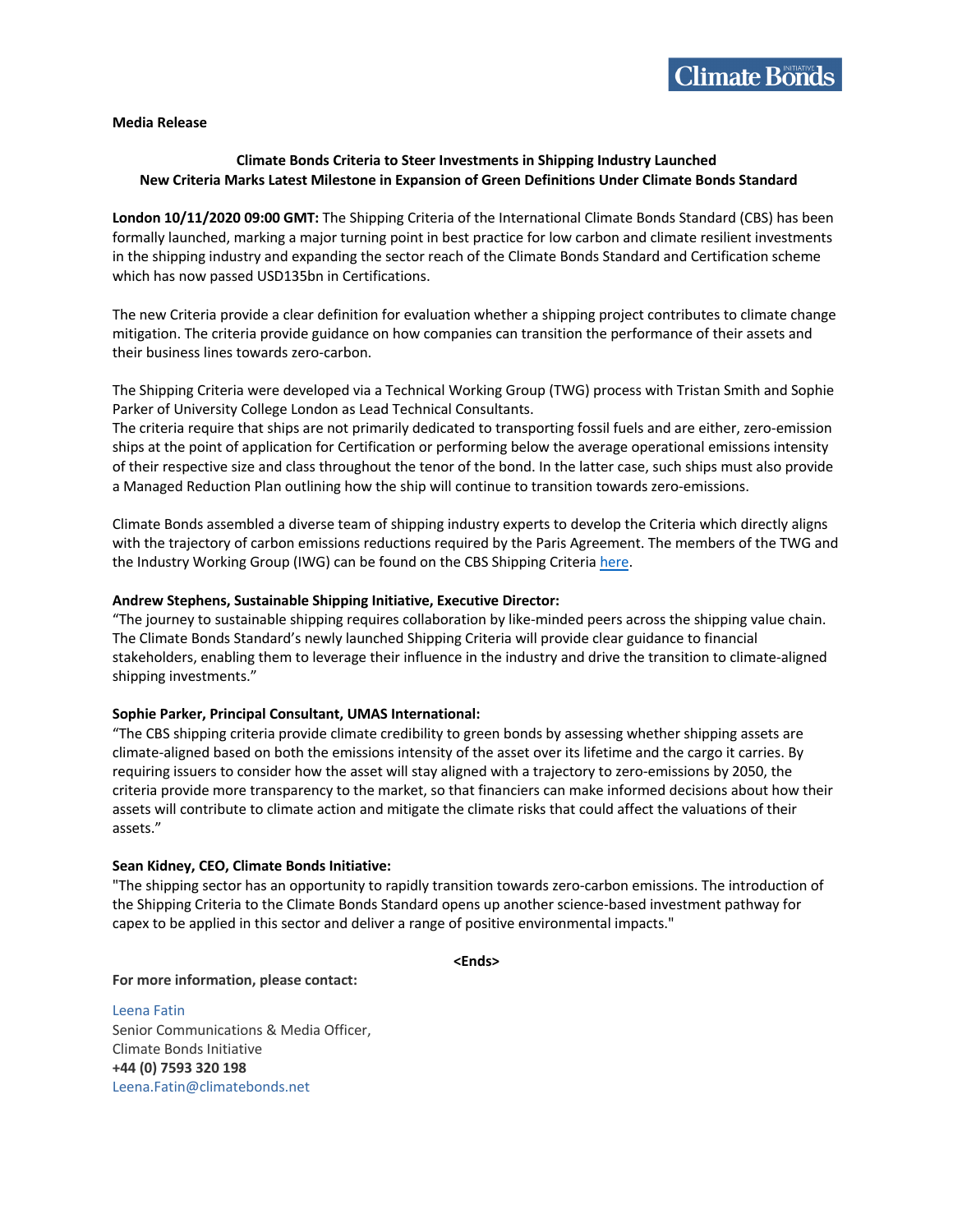**Media Release**

**Climate Bonds Criteria to Steer Investments in Shipping Industry Launched**
**New Criteria Marks Latest Milestone in Expansion of Green Definitions Under Climate Bonds Standard**

**London 10/11/2020 09:00 GMT:** The Shipping Criteria of the International Climate Bonds Standard (CBS) has been formally launched, marking a major turning point in best practice for low carbon and climate resilient investments in the shipping industry and expanding the sector reach of the Climate Bonds Standard and Certification scheme which has now passed USD135bn in Certifications.

The new Criteria provide a clear definition for evaluation whether a shipping project contributes to climate change mitigation. The criteria provide guidance on how companies can transition the performance of their assets and their business lines towards zero-carbon.

The Shipping Criteria were developed via a Technical Working Group (TWG) process with Tristan Smith and Sophie Parker of University College London as Lead Technical Consultants.
The criteria require that ships are not primarily dedicated to transporting fossil fuels and are either, zero-emission ships at the point of application for Certification or performing below the average operational emissions intensity of their respective size and class throughout the tenor of the bond. In the latter case, such ships must also provide a Managed Reduction Plan outlining how the ship will continue to transition towards zero-emissions.

Climate Bonds assembled a diverse team of shipping industry experts to develop the Criteria which directly aligns with the trajectory of carbon emissions reductions required by the Paris Agreement. The members of the TWG and the Industry Working Group (IWG) can be found on the CBS Shipping Criteria here.

**Andrew Stephens, Sustainable Shipping Initiative, Executive Director:**
"The journey to sustainable shipping requires collaboration by like-minded peers across the shipping value chain. The Climate Bonds Standard's newly launched Shipping Criteria will provide clear guidance to financial stakeholders, enabling them to leverage their influence in the industry and drive the transition to climate-aligned shipping investments."

**Sophie Parker, Principal Consultant, UMAS International:**
"The CBS shipping criteria provide climate credibility to green bonds by assessing whether shipping assets are climate-aligned based on both the emissions intensity of the asset over its lifetime and the cargo it carries. By requiring issuers to consider how the asset will stay aligned with a trajectory to zero-emissions by 2050, the criteria provide more transparency to the market, so that financiers can make informed decisions about how their assets will contribute to climate action and mitigate the climate risks that could affect the valuations of their assets."

**Sean Kidney, CEO, Climate Bonds Initiative:**
"The shipping sector has an opportunity to rapidly transition towards zero-carbon emissions. The introduction of the Shipping Criteria to the Climate Bonds Standard opens up another science-based investment pathway for capex to be applied in this sector and deliver a range of positive environmental impacts."

**<Ends>**

**For more information, please contact:**

Leena Fatin
Senior Communications & Media Officer,
Climate Bonds Initiative
**+44 (0) 7593 320 198**
Leena.Fatin@climatebonds.net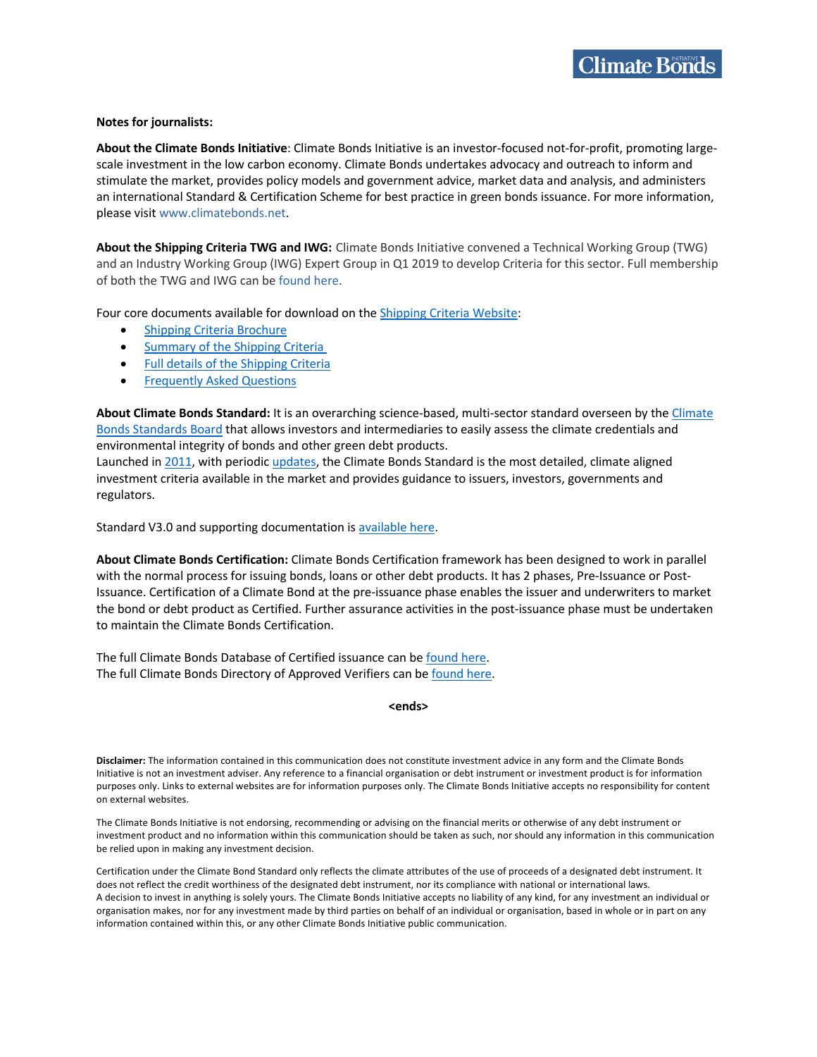**Notes for journalists:**

**About the Climate Bonds Initiative**: Climate Bonds Initiative is an investor-focused not-for-profit, promoting large-scale investment in the low carbon economy. Climate Bonds undertakes advocacy and outreach to inform and stimulate the market, provides policy models and government advice, market data and analysis, and administers an international Standard & Certification Scheme for best practice in green bonds issuance. For more information, please visit www.climatebonds.net.

**About the Shipping Criteria TWG and IWG:** Climate Bonds Initiative convened a Technical Working Group (TWG) and an Industry Working Group (IWG) Expert Group in Q1 2019 to develop Criteria for this sector. Full membership of both the TWG and IWG can be found here.

Four core documents available for download on the Shipping Criteria Website:

- Shipping Criteria Brochure
- Summary of the Shipping Criteria
- Full details of the Shipping Criteria
- Frequently Asked Questions

**About Climate Bonds Standard:** It is an overarching science-based, multi-sector standard overseen by the Climate Bonds Standards Board that allows investors and intermediaries to easily assess the climate credentials and environmental integrity of bonds and other green debt products.
Launched in 2011, with periodic updates, the Climate Bonds Standard is the most detailed, climate aligned investment criteria available in the market and provides guidance to issuers, investors, governments and regulators.

Standard V3.0 and supporting documentation is available here.

**About Climate Bonds Certification:** Climate Bonds Certification framework has been designed to work in parallel with the normal process for issuing bonds, loans or other debt products. It has 2 phases, Pre-Issuance or Post-Issuance. Certification of a Climate Bond at the pre-issuance phase enables the issuer and underwriters to market the bond or debt product as Certified. Further assurance activities in the post-issuance phase must be undertaken to maintain the Climate Bonds Certification.

The full Climate Bonds Database of Certified issuance can be found here.
The full Climate Bonds Directory of Approved Verifiers can be found here.

**<ends>**

**Disclaimer:** The information contained in this communication does not constitute investment advice in any form and the Climate Bonds Initiative is not an investment adviser. Any reference to a financial organisation or debt instrument or investment product is for information purposes only. Links to external websites are for information purposes only. The Climate Bonds Initiative accepts no responsibility for content on external websites.

The Climate Bonds Initiative is not endorsing, recommending or advising on the financial merits or otherwise of any debt instrument or investment product and no information within this communication should be taken as such, nor should any information in this communication be relied upon in making any investment decision.

Certification under the Climate Bond Standard only reflects the climate attributes of the use of proceeds of a designated debt instrument. It does not reflect the credit worthiness of the designated debt instrument, nor its compliance with national or international laws.
A decision to invest in anything is solely yours. The Climate Bonds Initiative accepts no liability of any kind, for any investment an individual or organisation makes, nor for any investment made by third parties on behalf of an individual or organisation, based in whole or in part on any information contained within this, or any other Climate Bonds Initiative public communication.